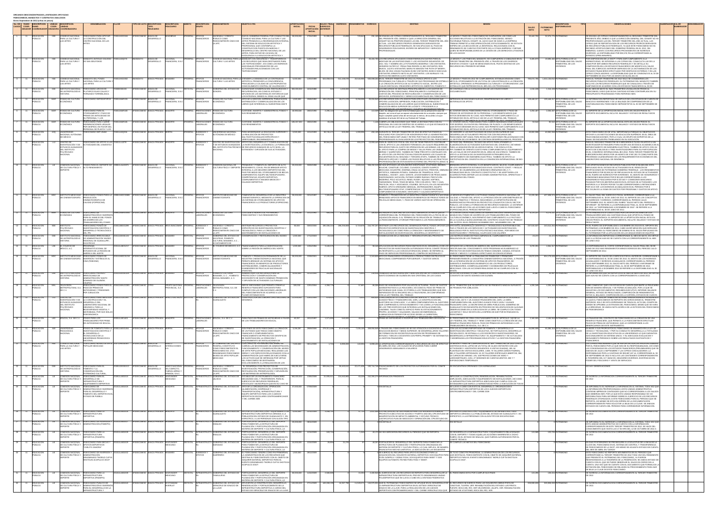ORGANOS DESCONCENTRADOS Y ENTIDADES APOYADAS

FIDEICOMISOS, MANDATOS Y CONTRATOS ANÁLOGOS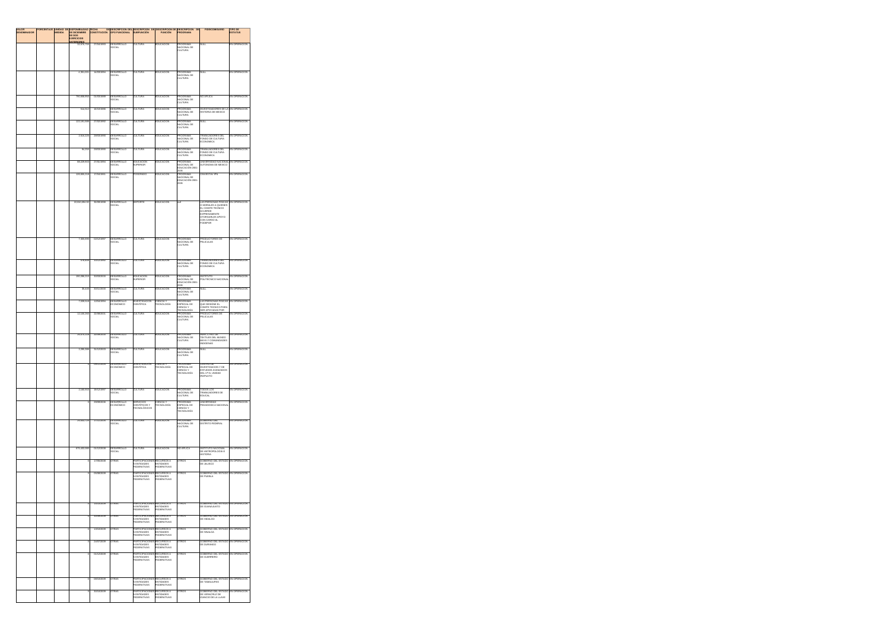| VALOR DENOMINADOR | PORCENTAJE | UNIDAD DE MEDIDA | DISPONIBILIDAD DE DICIEMBRE DE DOS EJERCICIOS ANTERIORES | FECHA DE CONSTITUCIÓN | DESCRIPCION DEL TIPO FUNCIONAL | DESCRIPCION DE SUBFUNCIÓN | DESCRIPCION DE FUNCIÓN | DESCRIPCION DE PROGRAMA | FIDEICOMISARIO | TIPO DE ESTATUS |
|---|---|---|---|---|---|---|---|---|---|---|
| | | | 43,876,759 | 27/04/1993 | DESARROLLO SOCIAL | CULTURA | EDUCACION | PROGRAMA NACIONAL DE CULTURA | NULL | EN OPERACION |
| | | | 4,361,002 | 14/09/1994 | DESARROLLO SOCIAL | CULTURA | EDUCACION | PROGRAMA NACIONAL DE CULTURA | NULL | EN OPERACION |
| | | | 750,188,950 | 01/03/1989 | DESARROLLO SOCIAL | CULTURA | EDUCACION | PROGRAMA NACIONAL DE CULTURA | NO APLICA | EN OPERACION |
| | | | 510,312 | 16/10/1996 | DESARROLLO SOCIAL | CULTURA | EDUCACION | PROGRAMA NACIONAL DE CULTURA | INVESTIGADORES DE LA HISTORIA DE MEXICO | EN OPERACION |
| | | | 221,191,939 | 27/02/1992 | DESARROLLO SOCIAL | CULTURA | EDUCACION | PROGRAMA NACIONAL DE CULTURA | NULL | EN OPERACION |
| | | | 3,504,229 | 28/03/1990 | DESARROLLO SOCIAL | CULTURA | EDUCACION | PROGRAMA NACIONAL DE CULTURA | TRABAJADORES DEL FONDO DE CULTURA ECONOMICA | EN OPERACION |
| | | | 94,293 | 28/03/1990 | DESARROLLO SOCIAL | CULTURA | EDUCACION | PROGRAMA NACIONAL DE CULTURA | TRABAJADORES DEL FONDO DE CULTURA ECONOMICA | EN OPERACION |
| | | | 60,229,903 | 07/01/1994 | DESARROLLO SOCIAL | EDUCACION SUPERIOR | EDUCACION | PROGRAMA NACIONAL DE EDUCACIÓN 2001-2006 | UNIVERSIDAD NACIONAL AUTONOMA DE MEXICO | EN OPERACION |
| | | | 329,995,319 | 17/04/1991 | DESARROLLO SOCIAL | POSGRADO | EDUCACION | PROGRAMA NACIONAL DE EDUCACIÓN 2001-2006 | CINVESTAV IPN | EN OPERACION |
| | | | 22,910,094.92 | 30/06/1998 | DESARROLLO SOCIAL | DEPORTE | EDUCACION | null | LAS PERSONAS FISICAS O MORALES A QUIENES EL COMITE TECNICO ACUERDE EXPRESAMENTE OTORGARLES APOYO CON CARGO AL FODEPAR | EN OPERACION |
| | | | 7,395,006 | 10/12/1997 | DESARROLLO SOCIAL | CULTURA | EDUCACION | PROGRAMA NACIONAL DE CULTURA | PRODUCTORES DE PELICULAS | EN OPERACION |
| | | | 478,904 | 03/12/1992 | DESARROLLO SOCIAL | CULTURA | EDUCACION | PROGRAMA NACIONAL DE CULTURA | TRABAJADORES DEL FONDO DE CULTURA ECONOMICA | EN OPERACION |
| | | | 260,286,213 | 30/03/2001 | DESARROLLO SOCIAL | EDUCACION SUPERIOR | EDUCACION | PROGRAMA NACIONAL DE EDUCACIÓN 2001-2006 | INSTITUTO POLITECNICO NACIONAL | EN OPERACION |
| | | | 95,416 | 30/11/2001 | DESARROLLO SOCIAL | CULTURA | EDUCACION | PROGRAMA NACIONAL DE CULTURA | NULL | EN OPERACION |
| | | | 7,398,514 | 13/04/1994 | DESARROLLO ECONOMICO | INVESTIGACIÓN CIENTÍFICA | CIENCIA Y TECNOLOGÍA | PROGRAMA ESPECIAL DE CIENCIA Y TECNOLOGÍA | LAS PERSONAS FISICAS QUE DESIGNE EL COMITE TECNICO PARA SER APOYADAS POR | EN OPERACION |
| | | | 12,195,358 | 12/06/2001 | DESARROLLO SOCIAL | CULTURA | EDUCACION | PROGRAMA NACIONAL DE CULTURA | PRODUCTORES DE PELICULAS | EN OPERACION |
| | | | 16,075,119 | 30/06/2003 | DESARROLLO SOCIAL | CULTURA | EDUCACION | PROGRAMA NACIONAL DE CULTURA | ARTE TEXTIL EL TEXTILES DEL MUNDO MAYA Y COMUNIDADES INDIGENAS | EN OPERACION |
| | | | 3,295,399 | 01/12/2003 | DESARROLLO SOCIAL | CULTURA | EDUCACION | PROGRAMA NACIONAL DE CULTURA | NULL | EN OPERACION |
| | | | 0 | 09/01/2003 | DESARROLLO ECONOMICO | INVESTIGACIÓN CIENTÍFICA | CIENCIA Y TECNOLOGÍA | PROGRAMA ESPECIAL DE CIENCIA Y TECNOLOGÍA | CENTRO DE INVESTIGACION Y DE ESTUDIOS AVANZADOS DEL I.P.N. UNIDAD IRAPUATO | EN OPERACION |
| | | | 2,180,503 | 16/12/1997 | DESARROLLO SOCIAL | CULTURA | EDUCACION | PROGRAMA NACIONAL DE CULTURA | TODOS LOS TRABAJADORES DE EDUCAL | EN OPERACION |
| | | | 0 | 29/08/2006 | DESARROLLO ECONOMICO | SERVICIOS CIENTÍFICOS Y TECNOLÓGICOS | CIENCIA Y TECNOLOGÍA | PROGRAMA ESPECIAL DE CIENCIA Y TECNOLOGÍA | UNIVERSIDAD PEDAGOGICA NACIONAL | EN OPERACION |
| | | | 24,683,775 | 17/11/2006 | DESARROLLO SOCIAL | CULTURA | EDUCACION | PROGRAMA NACIONAL DE CULTURA | GOBIERNO DEL DISTRITO FEDERAL | EN OPERACION |
| | | | 875,432,090 | 01/12/2008 | DESARROLLO SOCIAL | CULTURA | EDUCACION | NO APLICA | INSTITUTO NACIONAL DE ANTROPOLOGÍA E HISTORIA | EN OPERACION |
| | | | 0 | 17/09/2008 | OTRAS | PARTICIPACIONES A ENTIDADES FEDERATIVAS | RECURSOS A ENTIDADES FEDERATIVAS | OTROS | GOBIERNO DEL ESTADO DE JALISCO | EN OPERACION |
| | | | 0 | 05/08/2008 | OTRAS | PARTICIPACIONES A ENTIDADES FEDERATIVAS | RECURSOS A ENTIDADES FEDERATIVAS | OTROS | GOBIERNO DEL ESTADO DE PUEBLA | EN OPERACION |
| | | | 0 | 23/10/2008 | OTRAS | PARTICIPACIONES A ENTIDADES FEDERATIVAS | RECURSOS A ENTIDADES FEDERATIVAS | OTROS | GOBIERNO DEL ESTADO DE GUANAJUATO | EN OPERACION |
| | | | 0 | 30/09/2008 | OTRAS | PARTICIPACIONES A ENTIDADES FEDERATIVAS | RECURSOS A ENTIDADES FEDERATIVAS | OTROS | GOBIERNO DEL ESTADO DE HIDALGO | EN OPERACION |
| | | | 0 | 13/10/2008 | OTRAS | PARTICIPACIONES A ENTIDADES FEDERATIVAS | RECURSOS A ENTIDADES FEDERATIVAS | OTROS | GOBIERNO DEL ESTADO DE SINALOA | EN OPERACION |
| | | | 0 | 31/07/2009 | OTRAS | PARTICIPACIONES A ENTIDADES FEDERATIVAS | RECURSOS A ENTIDADES FEDERATIVAS | OTROS | GOBIERNO DEL ESTADO DE DURANGO | EN OPERACION |
| | | | 0 | 01/12/2008 | OTRAS | PARTICIPACIONES A ENTIDADES FEDERATIVAS | RECURSOS A ENTIDADES FEDERATIVAS | OTROS | GOBIERNO DEL ESTADO DE GUERRERO | EN OPERACION |
| | | | 0 | 09/10/2008 | OTRAS | PARTICIPACIONES A ENTIDADES FEDERATIVAS | RECURSOS A ENTIDADES FEDERATIVAS | OTROS | GOBIERNO DEL ESTADO DE TAMAULIPAS | EN OPERACION |
| | | | 0 | 30/10/2008 | OTRAS | PARTICIPACIONES A ENTIDADES FEDERATIVAS | RECURSOS A ENTIDADES FEDERATIVAS | OTROS | GOBIERNO DEL ESTADO DE VERACRUZ DE IGNACIO DE LA LLAVE | EN OPERACION |